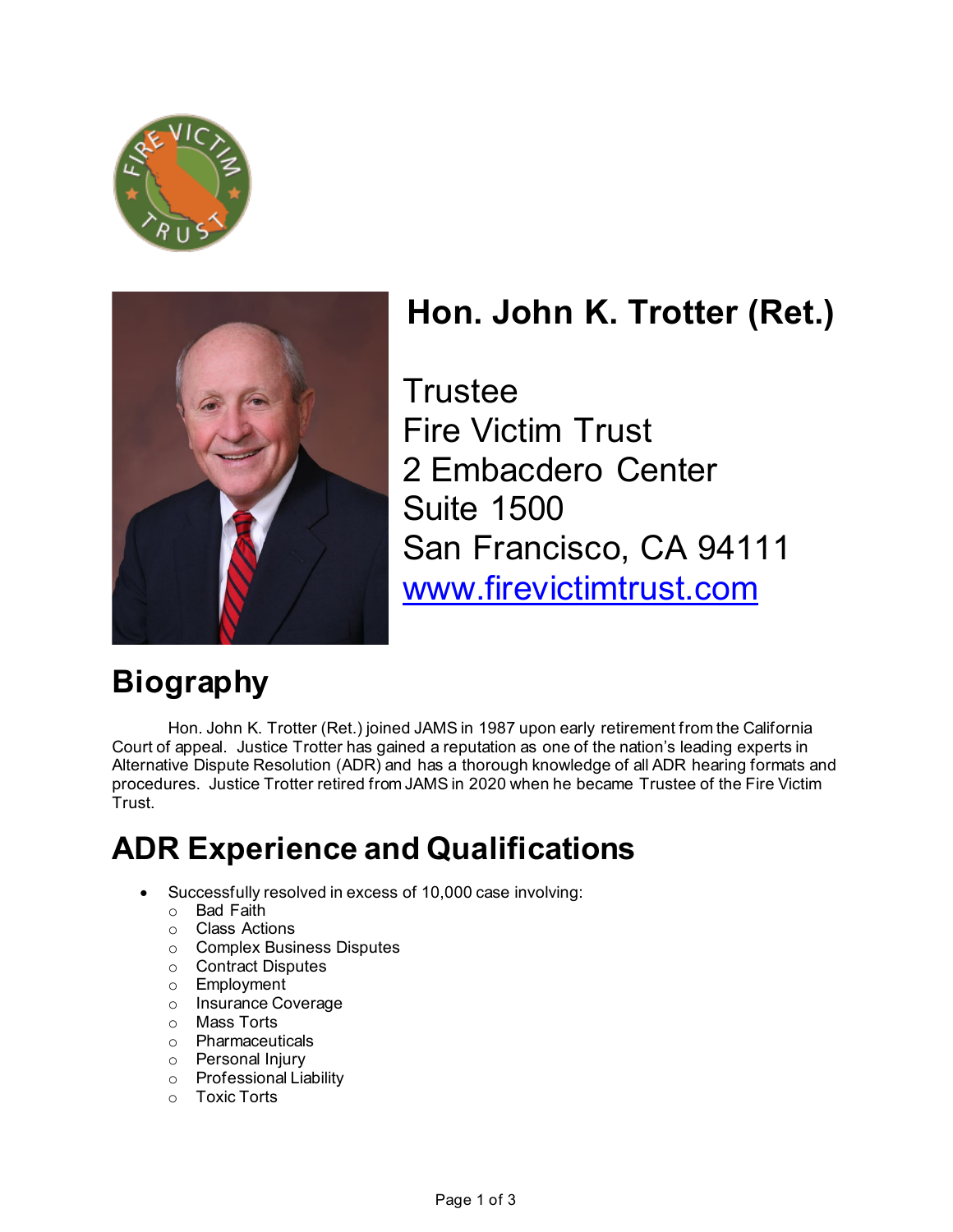# Hon. John K. Trotter (Ret.)

Trustee
Fire Victim Trust
2 Embacdero Center
Suite 1500
San Francisco, CA 94111
www.firevictimtrust.com

## Biography

Hon. John K. Trotter (Ret.) joined JAMS in 1987 upon early retirement from the California Court of appeal. Justice Trotter has gained a reputation as one of the nation's leading experts in Alternative Dispute Resolution (ADR) and has a thorough knowledge of all ADR hearing formats and procedures. Justice Trotter retired from JAMS in 2020 when he became Trustee of the Fire Victim Trust.

## ADR Experience and Qualifications

- Successfully resolved in excess of 10,000 case involving:
  - Bad Faith
  - Class Actions
  - Complex Business Disputes
  - Contract Disputes
  - Employment
  - Insurance Coverage
  - Mass Torts
  - Pharmaceuticals
  - Personal Injury
  - Professional Liability
  - Toxic Torts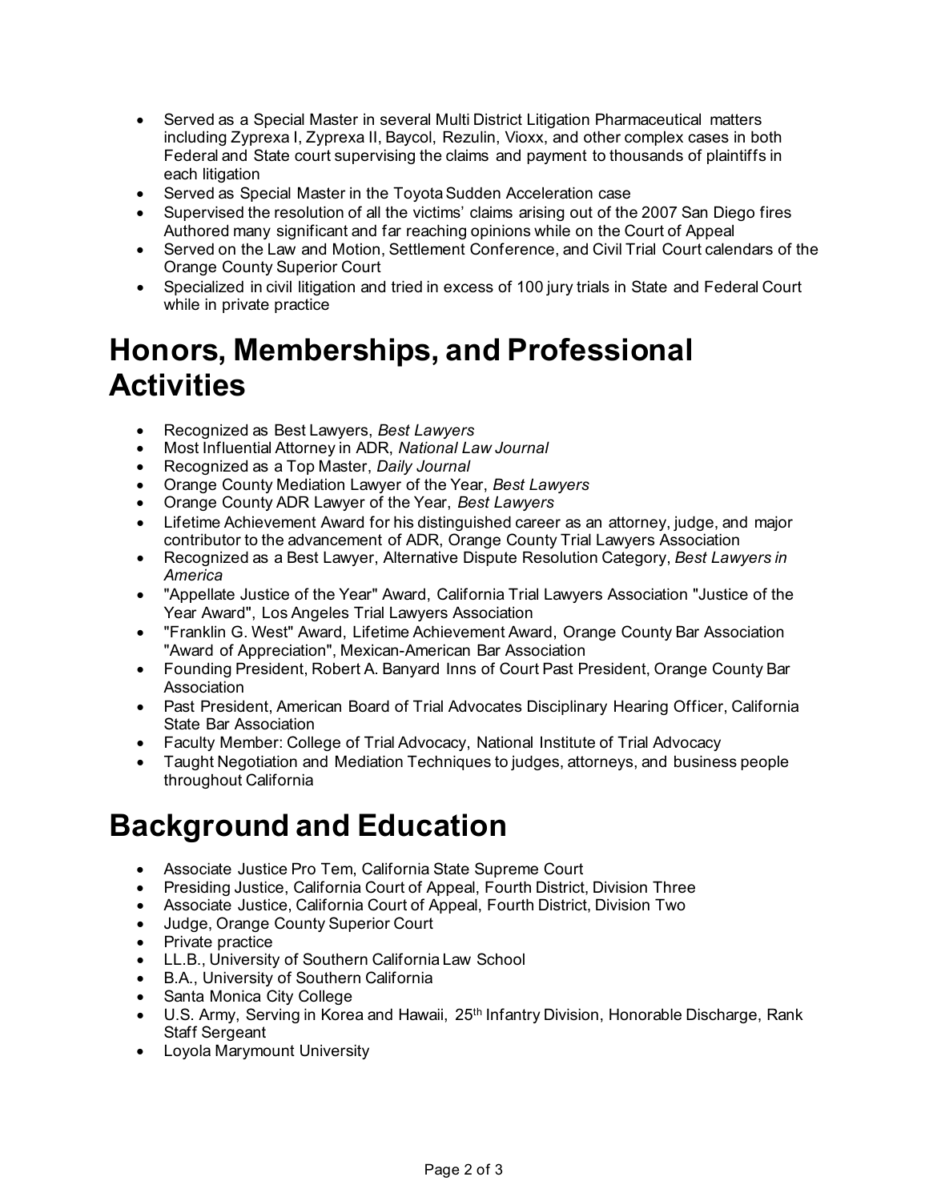- Served as a Special Master in several Multi District Litigation Pharmaceutical matters including Zyprexa I, Zyprexa II, Baycol, Rezulin, Vioxx, and other complex cases in both Federal and State court supervising the claims and payment to thousands of plaintiffs in each litigation
- Served as Special Master in the Toyota Sudden Acceleration case
- Supervised the resolution of all the victims' claims arising out of the 2007 San Diego fires Authored many significant and far reaching opinions while on the Court of Appeal
- Served on the Law and Motion, Settlement Conference, and Civil Trial Court calendars of the Orange County Superior Court
- Specialized in civil litigation and tried in excess of 100 jury trials in State and Federal Court while in private practice

# Honors, Memberships, and Professional Activities

- Recognized as Best Lawyers, *Best Lawyers*
- Most Influential Attorney in ADR, *National Law Journal*
- Recognized as a Top Master, *Daily Journal*
- Orange County Mediation Lawyer of the Year, *Best Lawyers*
- Orange County ADR Lawyer of the Year, *Best Lawyers*
- Lifetime Achievement Award for his distinguished career as an attorney, judge, and major contributor to the advancement of ADR, Orange County Trial Lawyers Association
- Recognized as a Best Lawyer, Alternative Dispute Resolution Category, *Best Lawyers in America*
- "Appellate Justice of the Year" Award, California Trial Lawyers Association "Justice of the Year Award", Los Angeles Trial Lawyers Association
- "Franklin G. West" Award, Lifetime Achievement Award, Orange County Bar Association "Award of Appreciation", Mexican-American Bar Association
- Founding President, Robert A. Banyard Inns of Court Past President, Orange County Bar Association
- Past President, American Board of Trial Advocates Disciplinary Hearing Officer, California State Bar Association
- Faculty Member: College of Trial Advocacy, National Institute of Trial Advocacy
- Taught Negotiation and Mediation Techniques to judges, attorneys, and business people throughout California

# Background and Education

- Associate Justice Pro Tem, California State Supreme Court
- Presiding Justice, California Court of Appeal, Fourth District, Division Three
- Associate Justice, California Court of Appeal, Fourth District, Division Two
- Judge, Orange County Superior Court
- Private practice
- LL.B., University of Southern California Law School
- B.A., University of Southern California
- Santa Monica City College
- U.S. Army, Serving in Korea and Hawaii, 25th Infantry Division, Honorable Discharge, Rank Staff Sergeant
- Loyola Marymount University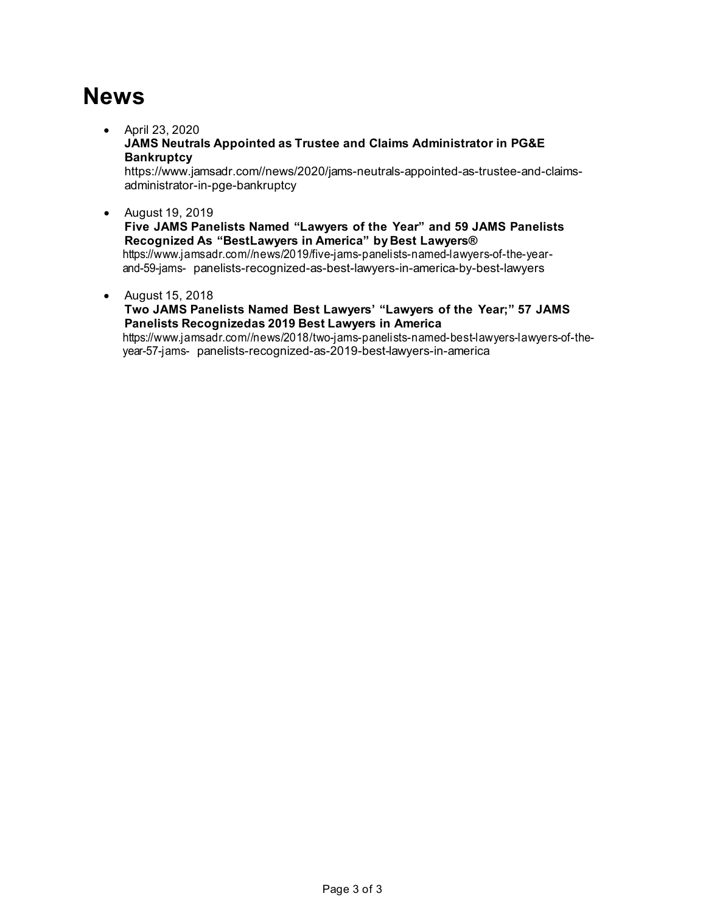# News

- April 23, 2020
  **JAMS Neutrals Appointed as Trustee and Claims Administrator in PG&E Bankruptcy**
  https://www.jamsadr.com//news/2020/jams-neutrals-appointed-as-trustee-and-claims-administrator-in-pge-bankruptcy

- August 19, 2019
  **Five JAMS Panelists Named "Lawyers of the Year" and 59 JAMS Panelists Recognized As "BestLawyers in America" by Best Lawyers®**
  https://www.jamsadr.com//news/2019/five-jams-panelists-named-lawyers-of-the-year-and-59-jams- panelists-recognized-as-best-lawyers-in-america-by-best-lawyers

- August 15, 2018
  **Two JAMS Panelists Named Best Lawyers' "Lawyers of the Year;" 57 JAMS Panelists Recognizedas 2019 Best Lawyers in America**
  https://www.jamsadr.com//news/2018/two-jams-panelists-named-best-lawyers-lawyers-of-the-year-57-jams- panelists-recognized-as-2019-best-lawyers-in-america